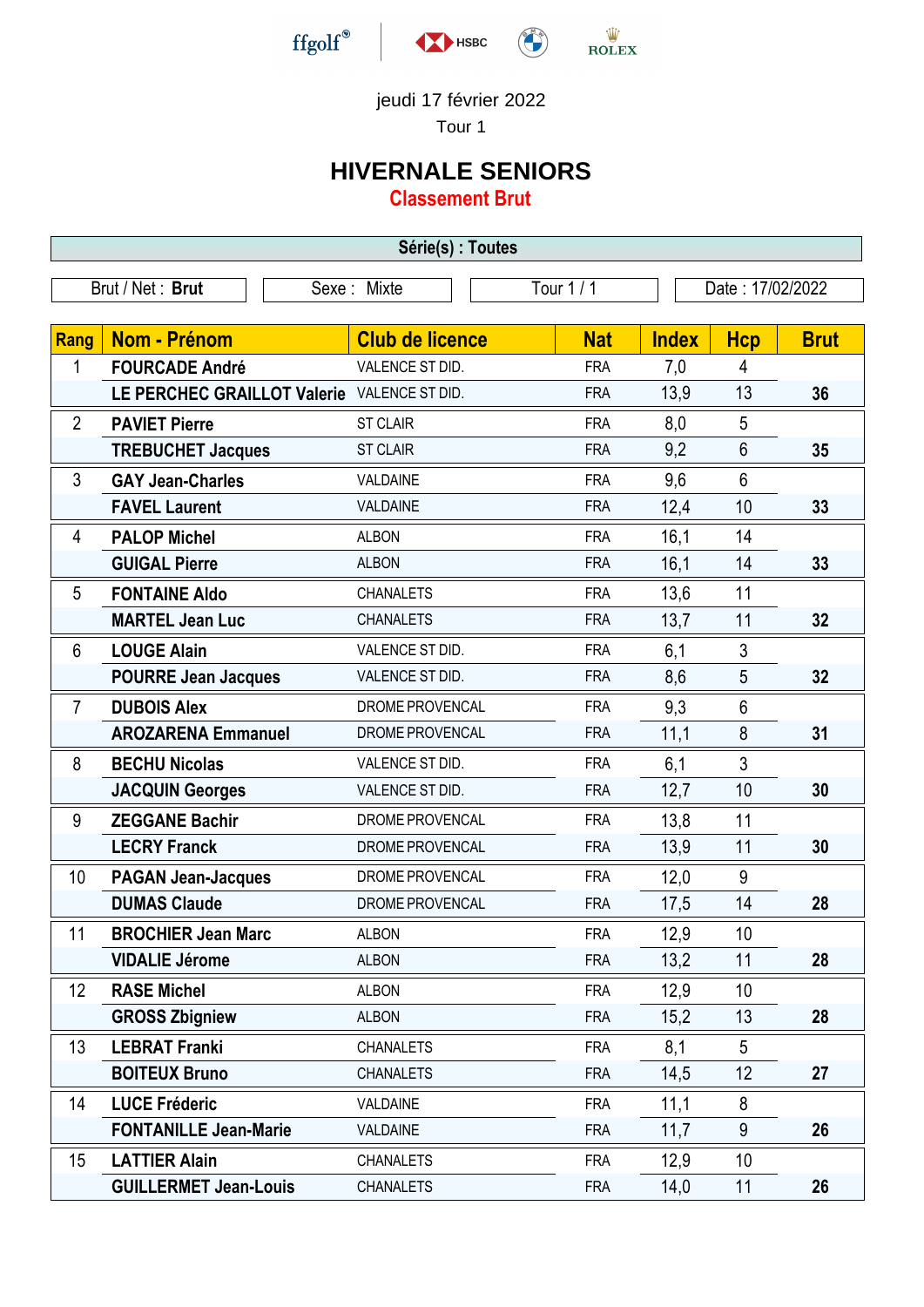ffgolf® | HSBC | BMW | ROLEX

jeudi 17 février 2022

Tour 1

# HIVERNALE SENIORS

## Classement Brut

**Série(s) : Toutes**

| Brut / Net : **Brut** | Sexe : Mixte | Tour 1 / 1 | Date : 17/02/2022 |
|---|---|---|---|

| Rang | Nom - Prénom | Club de licence | Nat | Index | Hcp | Brut |
|---|---|---|---|---|---|---|
| 1 | **FOURCADE André** | VALENCE ST DID. | FRA | 7,0 | 4 | |
| | **LE PERCHEC GRAILLOT Valerie** | VALENCE ST DID. | FRA | 13,9 | 13 | **36** |
| 2 | **PAVIET Pierre** | ST CLAIR | FRA | 8,0 | 5 | |
| | **TREBUCHET Jacques** | ST CLAIR | FRA | 9,2 | 6 | **35** |
| 3 | **GAY Jean-Charles** | VALDAINE | FRA | 9,6 | 6 | |
| | **FAVEL Laurent** | VALDAINE | FRA | 12,4 | 10 | **33** |
| 4 | **PALOP Michel** | ALBON | FRA | 16,1 | 14 | |
| | **GUIGAL Pierre** | ALBON | FRA | 16,1 | 14 | **33** |
| 5 | **FONTAINE Aldo** | CHANALETS | FRA | 13,6 | 11 | |
| | **MARTEL Jean Luc** | CHANALETS | FRA | 13,7 | 11 | **32** |
| 6 | **LOUGE Alain** | VALENCE ST DID. | FRA | 6,1 | 3 | |
| | **POURRE Jean Jacques** | VALENCE ST DID. | FRA | 8,6 | 5 | **32** |
| 7 | **DUBOIS Alex** | DROME PROVENCAL | FRA | 9,3 | 6 | |
| | **AROZARENA Emmanuel** | DROME PROVENCAL | FRA | 11,1 | 8 | **31** |
| 8 | **BECHU Nicolas** | VALENCE ST DID. | FRA | 6,1 | 3 | |
| | **JACQUIN Georges** | VALENCE ST DID. | FRA | 12,7 | 10 | **30** |
| 9 | **ZEGGANE Bachir** | DROME PROVENCAL | FRA | 13,8 | 11 | |
| | **LECRY Franck** | DROME PROVENCAL | FRA | 13,9 | 11 | **30** |
| 10 | **PAGAN Jean-Jacques** | DROME PROVENCAL | FRA | 12,0 | 9 | |
| | **DUMAS Claude** | DROME PROVENCAL | FRA | 17,5 | 14 | **28** |
| 11 | **BROCHIER Jean Marc** | ALBON | FRA | 12,9 | 10 | |
| | **VIDALIE Jérome** | ALBON | FRA | 13,2 | 11 | **28** |
| 12 | **RASE Michel** | ALBON | FRA | 12,9 | 10 | |
| | **GROSS Zbigniew** | ALBON | FRA | 15,2 | 13 | **28** |
| 13 | **LEBRAT Franki** | CHANALETS | FRA | 8,1 | 5 | |
| | **BOITEUX Bruno** | CHANALETS | FRA | 14,5 | 12 | **27** |
| 14 | **LUCE Fréderic** | VALDAINE | FRA | 11,1 | 8 | |
| | **FONTANILLE Jean-Marie** | VALDAINE | FRA | 11,7 | 9 | **26** |
| 15 | **LATTIER Alain** | CHANALETS | FRA | 12,9 | 10 | |
| | **GUILLERMET Jean-Louis** | CHANALETS | FRA | 14,0 | 11 | **26** |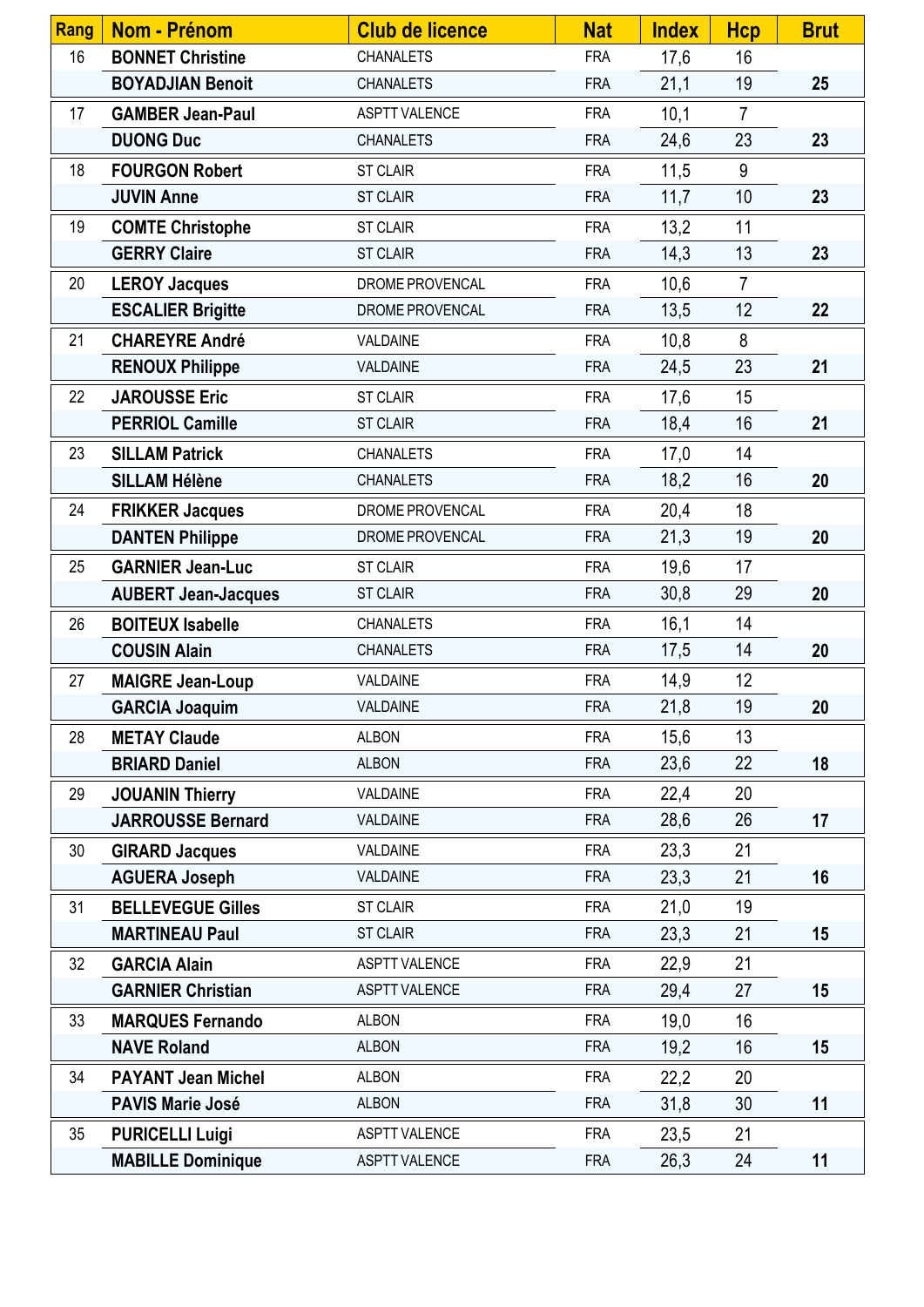| Rang | Nom - Prénom | Club de licence | Nat | Index | Hcp | Brut |
|---|---|---|---|---|---|---|
| 16 | **BONNET Christine** | CHANALETS | FRA | 17,6 | 16 | |
| | **BOYADJIAN Benoit** | CHANALETS | FRA | 21,1 | 19 | **25** |
| 17 | **GAMBER Jean-Paul** | ASPTT VALENCE | FRA | 10,1 | 7 | |
| | **DUONG Duc** | CHANALETS | FRA | 24,6 | 23 | **23** |
| 18 | **FOURGON Robert** | ST CLAIR | FRA | 11,5 | 9 | |
| | **JUVIN Anne** | ST CLAIR | FRA | 11,7 | 10 | **23** |
| 19 | **COMTE Christophe** | ST CLAIR | FRA | 13,2 | 11 | |
| | **GERRY Claire** | ST CLAIR | FRA | 14,3 | 13 | **23** |
| 20 | **LEROY Jacques** | DROME PROVENCAL | FRA | 10,6 | 7 | |
| | **ESCALIER Brigitte** | DROME PROVENCAL | FRA | 13,5 | 12 | **22** |
| 21 | **CHAREYRE André** | VALDAINE | FRA | 10,8 | 8 | |
| | **RENOUX Philippe** | VALDAINE | FRA | 24,5 | 23 | **21** |
| 22 | **JAROUSSE Eric** | ST CLAIR | FRA | 17,6 | 15 | |
| | **PERRIOL Camille** | ST CLAIR | FRA | 18,4 | 16 | **21** |
| 23 | **SILLAM Patrick** | CHANALETS | FRA | 17,0 | 14 | |
| | **SILLAM Hélène** | CHANALETS | FRA | 18,2 | 16 | **20** |
| 24 | **FRIKKER Jacques** | DROME PROVENCAL | FRA | 20,4 | 18 | |
| | **DANTEN Philippe** | DROME PROVENCAL | FRA | 21,3 | 19 | **20** |
| 25 | **GARNIER Jean-Luc** | ST CLAIR | FRA | 19,6 | 17 | |
| | **AUBERT Jean-Jacques** | ST CLAIR | FRA | 30,8 | 29 | **20** |
| 26 | **BOITEUX Isabelle** | CHANALETS | FRA | 16,1 | 14 | |
| | **COUSIN Alain** | CHANALETS | FRA | 17,5 | 14 | **20** |
| 27 | **MAIGRE Jean-Loup** | VALDAINE | FRA | 14,9 | 12 | |
| | **GARCIA Joaquim** | VALDAINE | FRA | 21,8 | 19 | **20** |
| 28 | **METAY Claude** | ALBON | FRA | 15,6 | 13 | |
| | **BRIARD Daniel** | ALBON | FRA | 23,6 | 22 | **18** |
| 29 | **JOUANIN Thierry** | VALDAINE | FRA | 22,4 | 20 | |
| | **JARROUSSE Bernard** | VALDAINE | FRA | 28,6 | 26 | **17** |
| 30 | **GIRARD Jacques** | VALDAINE | FRA | 23,3 | 21 | |
| | **AGUERA Joseph** | VALDAINE | FRA | 23,3 | 21 | **16** |
| 31 | **BELLEVEGUE Gilles** | ST CLAIR | FRA | 21,0 | 19 | |
| | **MARTINEAU Paul** | ST CLAIR | FRA | 23,3 | 21 | **15** |
| 32 | **GARCIA Alain** | ASPTT VALENCE | FRA | 22,9 | 21 | |
| | **GARNIER Christian** | ASPTT VALENCE | FRA | 29,4 | 27 | **15** |
| 33 | **MARQUES Fernando** | ALBON | FRA | 19,0 | 16 | |
| | **NAVE Roland** | ALBON | FRA | 19,2 | 16 | **15** |
| 34 | **PAYANT Jean Michel** | ALBON | FRA | 22,2 | 20 | |
| | **PAVIS Marie José** | ALBON | FRA | 31,8 | 30 | **11** |
| 35 | **PURICELLI Luigi** | ASPTT VALENCE | FRA | 23,5 | 21 | |
| | **MABILLE Dominique** | ASPTT VALENCE | FRA | 26,3 | 24 | **11** |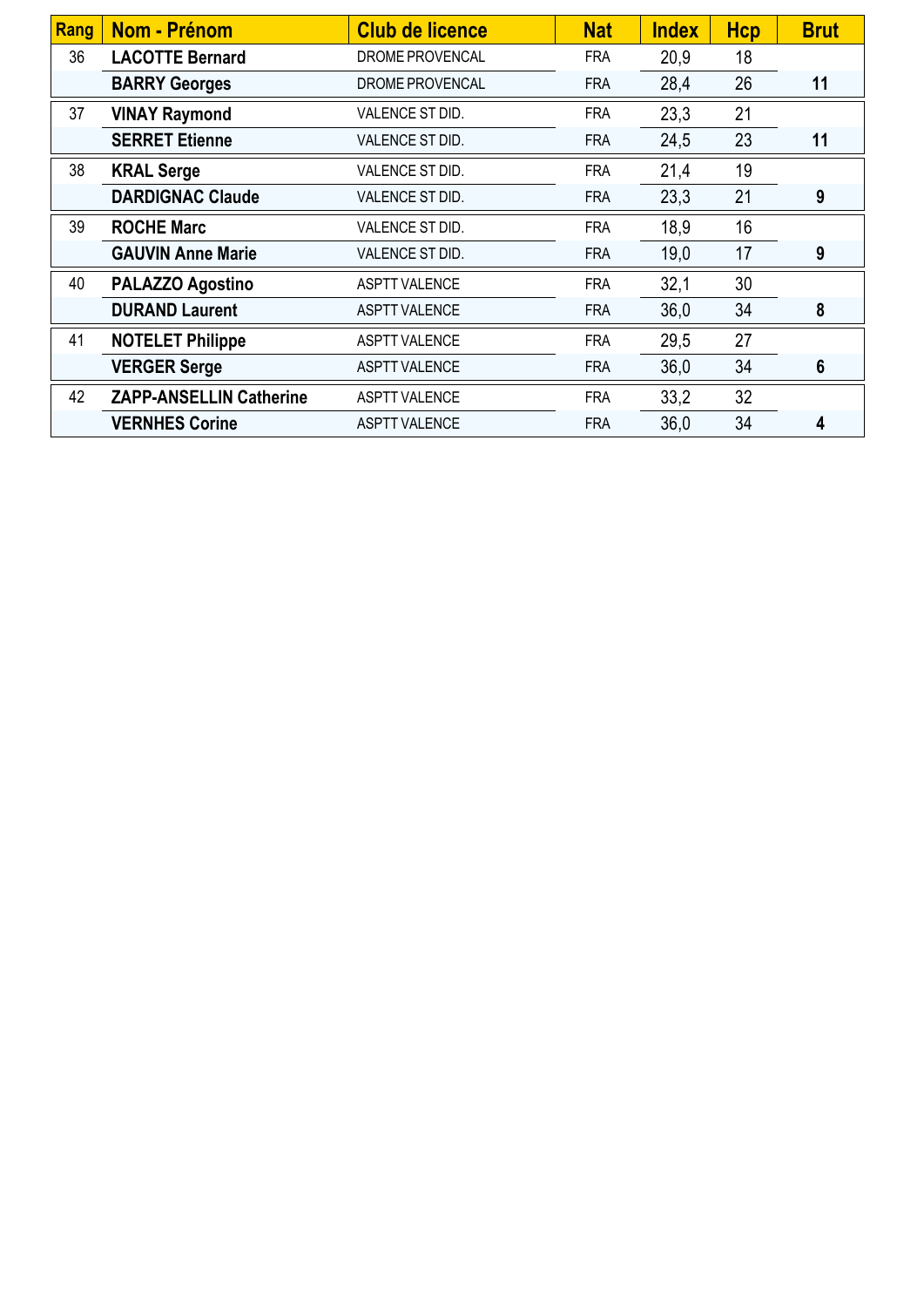| Rang | Nom - Prénom | Club de licence | Nat | Index | Hcp | Brut |
|---|---|---|---|---|---|---|
| 36 | **LACOTTE Bernard** | DROME PROVENCAL | FRA | 20,9 | 18 | |
| | **BARRY Georges** | DROME PROVENCAL | FRA | 28,4 | 26 | **11** |
| 37 | **VINAY Raymond** | VALENCE ST DID. | FRA | 23,3 | 21 | |
| | **SERRET Etienne** | VALENCE ST DID. | FRA | 24,5 | 23 | **11** |
| 38 | **KRAL Serge** | VALENCE ST DID. | FRA | 21,4 | 19 | |
| | **DARDIGNAC Claude** | VALENCE ST DID. | FRA | 23,3 | 21 | **9** |
| 39 | **ROCHE Marc** | VALENCE ST DID. | FRA | 18,9 | 16 | |
| | **GAUVIN Anne Marie** | VALENCE ST DID. | FRA | 19,0 | 17 | **9** |
| 40 | **PALAZZO Agostino** | ASPTT VALENCE | FRA | 32,1 | 30 | |
| | **DURAND Laurent** | ASPTT VALENCE | FRA | 36,0 | 34 | **8** |
| 41 | **NOTELET Philippe** | ASPTT VALENCE | FRA | 29,5 | 27 | |
| | **VERGER Serge** | ASPTT VALENCE | FRA | 36,0 | 34 | **6** |
| 42 | **ZAPP-ANSELLIN Catherine** | ASPTT VALENCE | FRA | 33,2 | 32 | |
| | **VERNHES Corine** | ASPTT VALENCE | FRA | 36,0 | 34 | **4** |